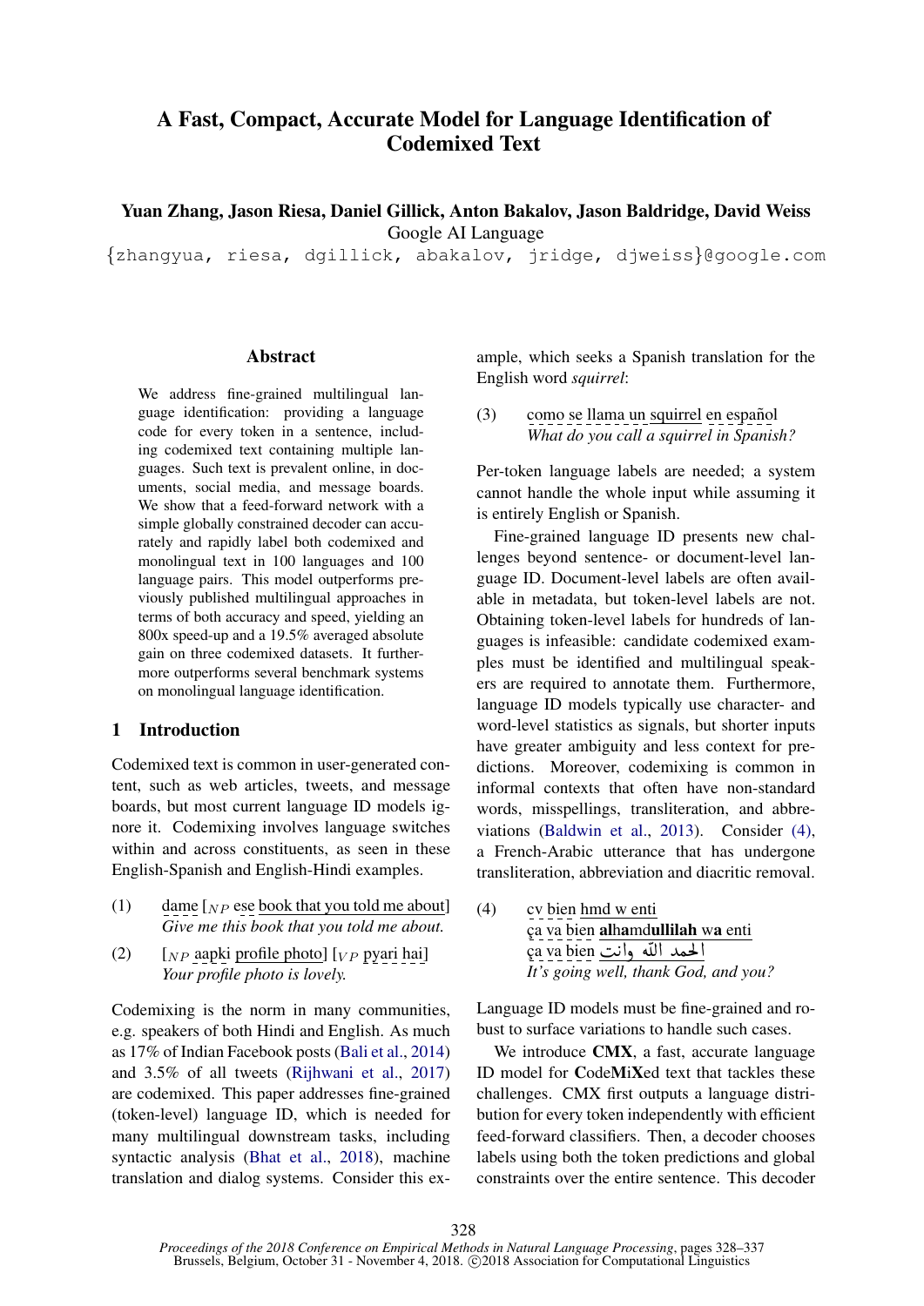# A Fast, Compact, Accurate Model for Language Identification of Codemixed Text

**Yuan Zhang, Jason Riesa, Daniel Gillick, Anton Bakalov, Jason Baldridge, David Weiss**
Google AI Language
{zhangyua, riesa, dgillick, abakalov, jridge, djweiss}@google.com

## Abstract

We address fine-grained multilingual language identification: providing a language code for every token in a sentence, including codemixed text containing multiple languages. Such text is prevalent online, in documents, social media, and message boards. We show that a feed-forward network with a simple globally constrained decoder can accurately and rapidly label both codemixed and monolingual text in 100 languages and 100 language pairs. This model outperforms previously published multilingual approaches in terms of both accuracy and speed, yielding an 800x speed-up and a 19.5% averaged absolute gain on three codemixed datasets. It furthermore outperforms several benchmark systems on monolingual language identification.

## 1 Introduction

Codemixed text is common in user-generated content, such as web articles, tweets, and message boards, but most current language ID models ignore it. Codemixing involves language switches within and across constituents, as seen in these English-Spanish and English-Hindi examples.

(1) dame [$_{NP}$ ese book that you told me about]
*Give me this book that you told me about.*

(2) [$_{NP}$ aapki profile photo] [$_{VP}$ pyari hai]
*Your profile photo is lovely.*

Codemixing is the norm in many communities, e.g. speakers of both Hindi and English. As much as 17% of Indian Facebook posts (Bali et al., 2014) and 3.5% of all tweets (Rijhwani et al., 2017) are codemixed. This paper addresses fine-grained (token-level) language ID, which is needed for many multilingual downstream tasks, including syntactic analysis (Bhat et al., 2018), machine translation and dialog systems. Consider this example, which seeks a Spanish translation for the English word *squirrel*:

(3) como se llama un squirrel en español
*What do you call a squirrel in Spanish?*

Per-token language labels are needed; a system cannot handle the whole input while assuming it is entirely English or Spanish.

Fine-grained language ID presents new challenges beyond sentence- or document-level language ID. Document-level labels are often available in metadata, but token-level labels are not. Obtaining token-level labels for hundreds of languages is infeasible: candidate codemixed examples must be identified and multilingual speakers are required to annotate them. Furthermore, language ID models typically use character- and word-level statistics as signals, but shorter inputs have greater ambiguity and less context for predictions. Moreover, codemixing is common in informal contexts that often have non-standard words, misspellings, transliteration, and abbreviations (Baldwin et al., 2013). Consider (4), a French-Arabic utterance that has undergone transliteration, abbreviation and diacritic removal.

(4) cv bien hmd w enti
ça va bien **al**h**a**md**ullilah** w**a** enti
ça va bien الحمد الله وانت
*It's going well, thank God, and you?*

Language ID models must be fine-grained and robust to surface variations to handle such cases.

We introduce **CMX**, a fast, accurate language ID model for **C**ode**M**i**X**ed text that tackles these challenges. CMX first outputs a language distribution for every token independently with efficient feed-forward classifiers. Then, a decoder chooses labels using both the token predictions and global constraints over the entire sentence. This decoder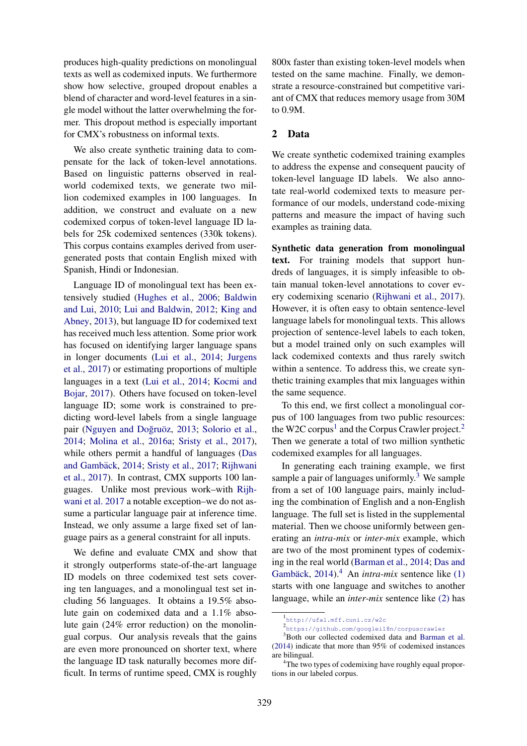produces high-quality predictions on monolingual texts as well as codemixed inputs. We furthermore show how selective, grouped dropout enables a blend of character and word-level features in a single model without the latter overwhelming the former. This dropout method is especially important for CMX's robustness on informal texts.

We also create synthetic training data to compensate for the lack of token-level annotations. Based on linguistic patterns observed in real-world codemixed texts, we generate two million codemixed examples in 100 languages. In addition, we construct and evaluate on a new codemixed corpus of token-level language ID labels for 25k codemixed sentences (330k tokens). This corpus contains examples derived from user-generated posts that contain English mixed with Spanish, Hindi or Indonesian.

Language ID of monolingual text has been extensively studied (Hughes et al., 2006; Baldwin and Lui, 2010; Lui and Baldwin, 2012; King and Abney, 2013), but language ID for codemixed text has received much less attention. Some prior work has focused on identifying larger language spans in longer documents (Lui et al., 2014; Jurgens et al., 2017) or estimating proportions of multiple languages in a text (Lui et al., 2014; Kocmi and Bojar, 2017). Others have focused on token-level language ID; some work is constrained to predicting word-level labels from a single language pair (Nguyen and Doğruöz, 2013; Solorio et al., 2014; Molina et al., 2016a; Sristy et al., 2017), while others permit a handful of languages (Das and Gambäck, 2014; Sristy et al., 2017; Rijhwani et al., 2017). In contrast, CMX supports 100 languages. Unlike most previous work–with Rijhwani et al. 2017 a notable exception–we do not assume a particular language pair at inference time. Instead, we only assume a large fixed set of language pairs as a general constraint for all inputs.

We define and evaluate CMX and show that it strongly outperforms state-of-the-art language ID models on three codemixed test sets covering ten languages, and a monolingual test set including 56 languages. It obtains a 19.5% absolute gain on codemixed data and a 1.1% absolute gain (24% error reduction) on the monolingual corpus. Our analysis reveals that the gains are even more pronounced on shorter text, where the language ID task naturally becomes more difficult. In terms of runtime speed, CMX is roughly 800x faster than existing token-level models when tested on the same machine. Finally, we demonstrate a resource-constrained but competitive variant of CMX that reduces memory usage from 30M to 0.9M.

## 2 Data

We create synthetic codemixed training examples to address the expense and consequent paucity of token-level language ID labels. We also annotate real-world codemixed texts to measure performance of our models, understand code-mixing patterns and measure the impact of having such examples as training data.

**Synthetic data generation from monolingual text.** For training models that support hundreds of languages, it is simply infeasible to obtain manual token-level annotations to cover every codemixing scenario (Rijhwani et al., 2017). However, it is often easy to obtain sentence-level language labels for monolingual texts. This allows projection of sentence-level labels to each token, but a model trained only on such examples will lack codemixed contexts and thus rarely switch within a sentence. To address this, we create synthetic training examples that mix languages within the same sequence.

To this end, we first collect a monolingual corpus of 100 languages from two public resources: the W2C corpus[1] and the Corpus Crawler project.[2] Then we generate a total of two million synthetic codemixed examples for all languages.

In generating each training example, we first sample a pair of languages uniformly.[3] We sample from a set of 100 language pairs, mainly including the combination of English and a non-English language. The full set is listed in the supplemental material. Then we choose uniformly between generating an *intra-mix* or *inter-mix* example, which are two of the most prominent types of codemixing in the real world (Barman et al., 2014; Das and Gambäck, 2014).[4] An *intra-mix* sentence like (1) starts with one language and switches to another language, while an *inter-mix* sentence like (2) has

[1] http://ufal.mff.cuni.cz/w2c

[2] https://github.com/googlei18n/corpuscrawler

[3] Both our collected codemixed data and Barman et al. (2014) indicate that more than 95% of codemixed instances are bilingual.

[4] The two types of codemixing have roughly equal proportions in our labeled corpus.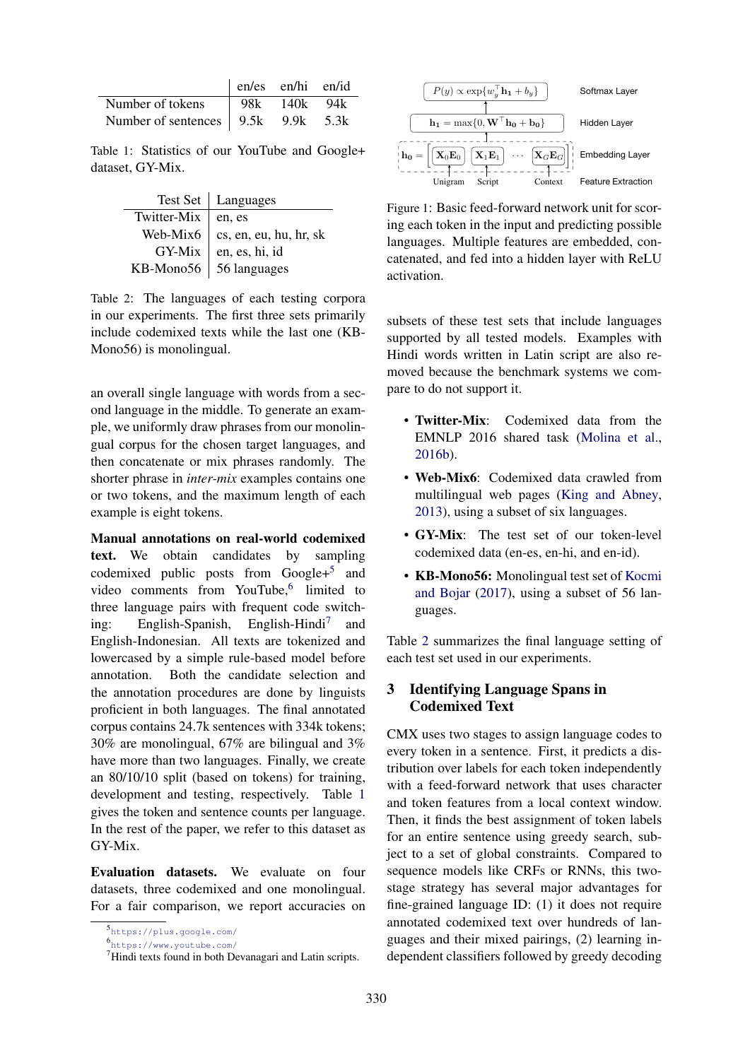|  | en/es | en/hi | en/id |
|---|---|---|---|
| Number of tokens | 98k | 140k | 94k |
| Number of sentences | 9.5k | 9.9k | 5.3k |

Table 1: Statistics of our YouTube and Google+ dataset, GY-Mix.

| Test Set | Languages |
|---|---|
| Twitter-Mix | en, es |
| Web-Mix6 | cs, en, eu, hu, hr, sk |
| GY-Mix | en, es, hi, id |
| KB-Mono56 | 56 languages |

Table 2: The languages of each testing corpora in our experiments. The first three sets primarily include codemixed texts while the last one (KB-Mono56) is monolingual.

an overall single language with words from a second language in the middle. To generate an example, we uniformly draw phrases from our monolingual corpus for the chosen target languages, and then concatenate or mix phrases randomly. The shorter phrase in *inter-mix* examples contains one or two tokens, and the maximum length of each example is eight tokens.

**Manual annotations on real-world codemixed text.** We obtain candidates by sampling codemixed public posts from Google+[5] and video comments from YouTube,[6] limited to three language pairs with frequent code switching: English-Spanish, English-Hindi[7] and English-Indonesian. All texts are tokenized and lowercased by a simple rule-based model before annotation. Both the candidate selection and the annotation procedures are done by linguists proficient in both languages. The final annotated corpus contains 24.7k sentences with 334k tokens; 30% are monolingual, 67% are bilingual and 3% have more than two languages. Finally, we create an 80/10/10 split (based on tokens) for training, development and testing, respectively. Table 1 gives the token and sentence counts per language. In the rest of the paper, we refer to this dataset as GY-Mix.

**Evaluation datasets.** We evaluate on four datasets, three codemixed and one monolingual. For a fair comparison, we report accuracies on subsets of these test sets that include languages supported by all tested models. Examples with Hindi words written in Latin script are also removed because the benchmark systems we compare to do not support it.

- **Twitter-Mix**: Codemixed data from the EMNLP 2016 shared task (Molina et al., 2016b).
- **Web-Mix6**: Codemixed data crawled from multilingual web pages (King and Abney, 2013), using a subset of six languages.
- **GY-Mix**: The test set of our token-level codemixed data (en-es, en-hi, and en-id).
- **KB-Mono56:** Monolingual test set of Kocmi and Bojar (2017), using a subset of 56 languages.

Table 2 summarizes the final language setting of each test set used in our experiments.

Softmax Layer: $P(y) \propto \exp\{w_y^\top \mathbf{h_1} + b_y\}$

Hidden Layer: $\mathbf{h_1} = \max\{0, \mathbf{W}^\top \mathbf{h_0} + \mathbf{b_0}\}$

Embedding Layer: $\mathbf{h_0} = [\mathbf{X}_0\mathbf{E}_0 \;\; \mathbf{X}_1\mathbf{E}_1 \;\; \cdots \;\; \mathbf{X}_G\mathbf{E}_G]$

Feature Extraction: Unigram, Script, Context

Figure 1: Basic feed-forward network unit for scoring each token in the input and predicting possible languages. Multiple features are embedded, concatenated, and fed into a hidden layer with ReLU activation.

## 3 Identifying Language Spans in Codemixed Text

CMX uses two stages to assign language codes to every token in a sentence. First, it predicts a distribution over labels for each token independently with a feed-forward network that uses character and token features from a local context window. Then, it finds the best assignment of token labels for an entire sentence using greedy search, subject to a set of global constraints. Compared to sequence models like CRFs or RNNs, this two-stage strategy has several major advantages for fine-grained language ID: (1) it does not require annotated codemixed text over hundreds of languages and their mixed pairings, (2) learning independent classifiers followed by greedy decoding

[5] https://plus.google.com/
[6] https://www.youtube.com/
[7] Hindi texts found in both Devanagari and Latin scripts.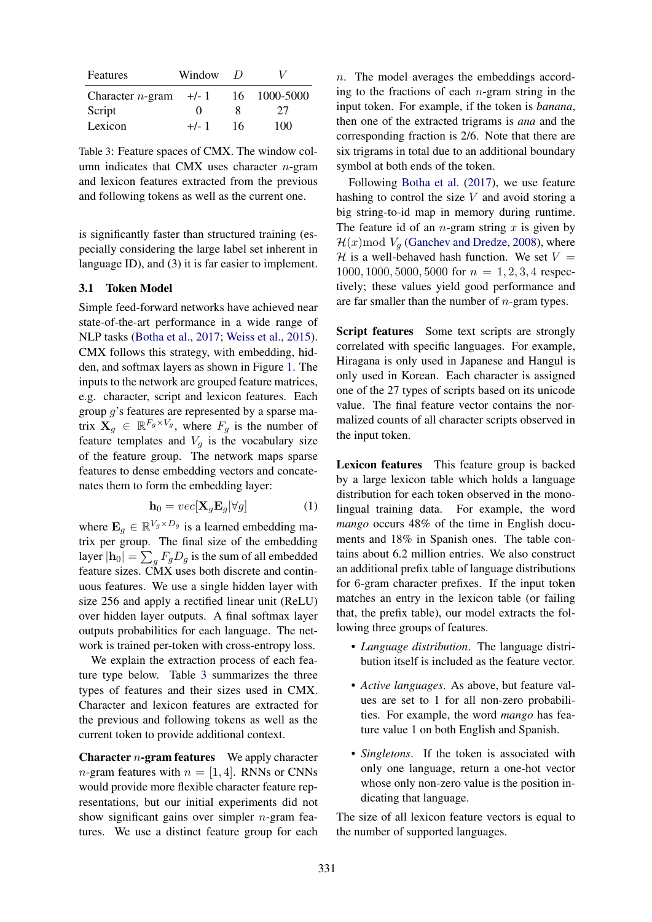| Features | Window | $D$ | $V$ |
|---|---|---|---|
| Character $n$-gram | +/- 1 | 16 | 1000-5000 |
| Script | 0 | 8 | 27 |
| Lexicon | +/- 1 | 16 | 100 |

Table 3: Feature spaces of CMX. The window column indicates that CMX uses character $n$-gram and lexicon features extracted from the previous and following tokens as well as the current one.

is significantly faster than structured training (especially considering the large label set inherent in language ID), and (3) it is far easier to implement.

### 3.1 Token Model

Simple feed-forward networks have achieved near state-of-the-art performance in a wide range of NLP tasks (Botha et al., 2017; Weiss et al., 2015). CMX follows this strategy, with embedding, hidden, and softmax layers as shown in Figure 1. The inputs to the network are grouped feature matrices, e.g. character, script and lexicon features. Each group $g$'s features are represented by a sparse matrix $\mathbf{X}_g \in \mathbb{R}^{F_g \times V_g}$, where $F_g$ is the number of feature templates and $V_g$ is the vocabulary size of the feature group. The network maps sparse features to dense embedding vectors and concatenates them to form the embedding layer:

$$\mathbf{h}_0 = vec[\mathbf{X}_g \mathbf{E}_g | \forall g] \tag{1}$$

where $\mathbf{E}_g \in \mathbb{R}^{V_g \times D_g}$ is a learned embedding matrix per group. The final size of the embedding layer $|\mathbf{h}_0| = \sum_g F_g D_g$ is the sum of all embedded feature sizes. CMX uses both discrete and continuous features. We use a single hidden layer with size 256 and apply a rectified linear unit (ReLU) over hidden layer outputs. A final softmax layer outputs probabilities for each language. The network is trained per-token with cross-entropy loss.

We explain the extraction process of each feature type below. Table 3 summarizes the three types of features and their sizes used in CMX. Character and lexicon features are extracted for the previous and following tokens as well as the current token to provide additional context.

**Character $n$-gram features** We apply character $n$-gram features with $n = [1, 4]$. RNNs or CNNs would provide more flexible character feature representations, but our initial experiments did not show significant gains over simpler $n$-gram features. We use a distinct feature group for each $n$. The model averages the embeddings according to the fractions of each $n$-gram string in the input token. For example, if the token is *banana*, then one of the extracted trigrams is *ana* and the corresponding fraction is 2/6. Note that there are six trigrams in total due to an additional boundary symbol at both ends of the token.

Following Botha et al. (2017), we use feature hashing to control the size $V$ and avoid storing a big string-to-id map in memory during runtime. The feature id of an $n$-gram string $x$ is given by $\mathcal{H}(x) \bmod V_g$ (Ganchev and Dredze, 2008), where $\mathcal{H}$ is a well-behaved hash function. We set $V = 1000, 1000, 5000, 5000$ for $n = 1, 2, 3, 4$ respectively; these values yield good performance and are far smaller than the number of $n$-gram types.

**Script features** Some text scripts are strongly correlated with specific languages. For example, Hiragana is only used in Japanese and Hangul is only used in Korean. Each character is assigned one of the 27 types of scripts based on its unicode value. The final feature vector contains the normalized counts of all character scripts observed in the input token.

**Lexicon features** This feature group is backed by a large lexicon table which holds a language distribution for each token observed in the monolingual training data. For example, the word *mango* occurs 48% of the time in English documents and 18% in Spanish ones. The table contains about 6.2 million entries. We also construct an additional prefix table of language distributions for 6-gram character prefixes. If the input token matches an entry in the lexicon table (or failing that, the prefix table), our model extracts the following three groups of features.

- *Language distribution*. The language distribution itself is included as the feature vector.
- *Active languages*. As above, but feature values are set to 1 for all non-zero probabilities. For example, the word *mango* has feature value 1 on both English and Spanish.
- *Singletons*. If the token is associated with only one language, return a one-hot vector whose only non-zero value is the position indicating that language.

The size of all lexicon feature vectors is equal to the number of supported languages.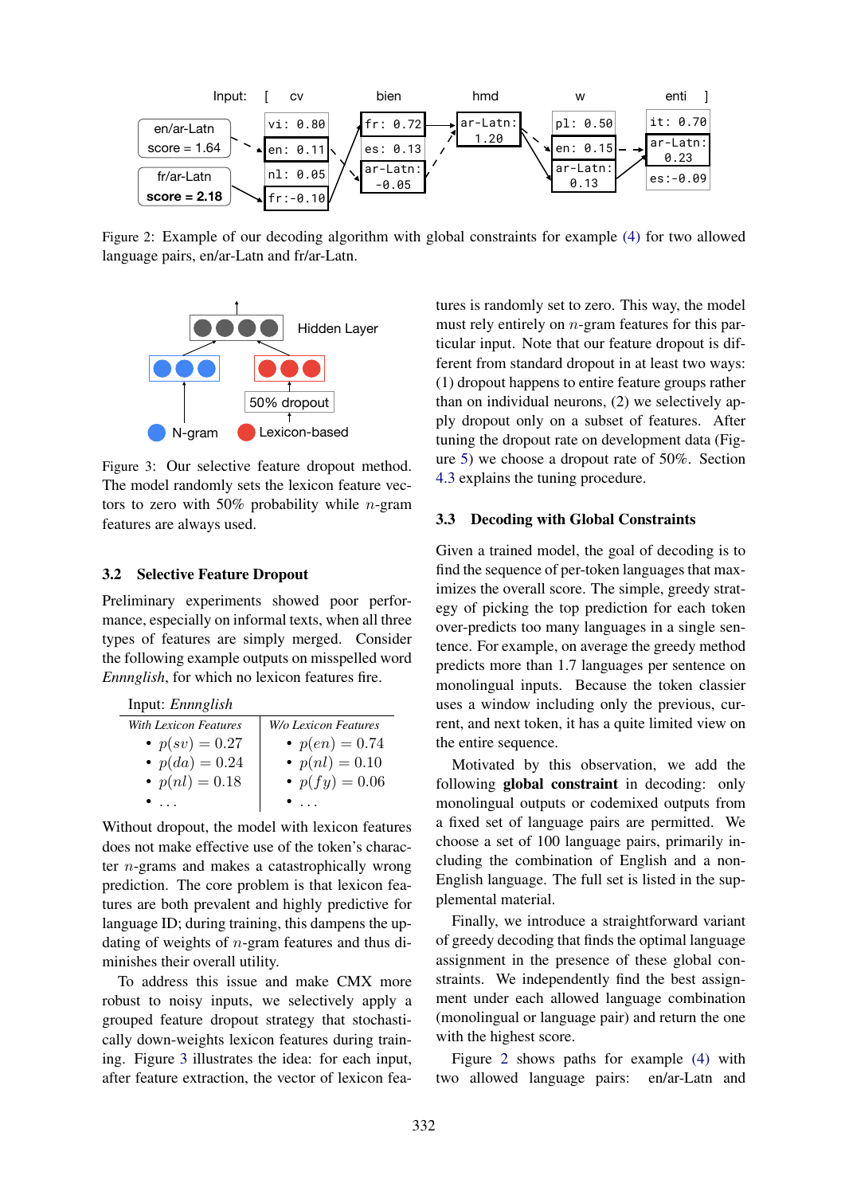Figure 2: Example of our decoding algorithm with global constraints for example (4) for two allowed language pairs, en/ar-Latn and fr/ar-Latn.

Figure 3: Our selective feature dropout method. The model randomly sets the lexicon feature vectors to zero with 50% probability while $n$-gram features are always used.

## 3.2 Selective Feature Dropout

Preliminary experiments showed poor performance, especially on informal texts, when all three types of features are simply merged. Consider the following example outputs on misspelled word *Ennnglish*, for which no lexicon features fire.

Input: *Ennnglish*

| *With Lexicon Features* | *W/o Lexicon Features* |
|---|---|
| • $p(sv) = 0.27$ | • $p(en) = 0.74$ |
| • $p(da) = 0.24$ | • $p(nl) = 0.10$ |
| • $p(nl) = 0.18$ | • $p(fy) = 0.06$ |
| • ... | • ... |

Without dropout, the model with lexicon features does not make effective use of the token's character $n$-grams and makes a catastrophically wrong prediction. The core problem is that lexicon features are both prevalent and highly predictive for language ID; during training, this dampens the updating of weights of $n$-gram features and thus diminishes their overall utility.

To address this issue and make CMX more robust to noisy inputs, we selectively apply a grouped feature dropout strategy that stochastically down-weights lexicon features during training. Figure 3 illustrates the idea: for each input, after feature extraction, the vector of lexicon features is randomly set to zero. This way, the model must rely entirely on $n$-gram features for this particular input. Note that our feature dropout is different from standard dropout in at least two ways: (1) dropout happens to entire feature groups rather than on individual neurons, (2) we selectively apply dropout only on a subset of features. After tuning the dropout rate on development data (Figure 5) we choose a dropout rate of 50%. Section 4.3 explains the tuning procedure.

## 3.3 Decoding with Global Constraints

Given a trained model, the goal of decoding is to find the sequence of per-token languages that maximizes the overall score. The simple, greedy strategy of picking the top prediction for each token over-predicts too many languages in a single sentence. For example, on average the greedy method predicts more than 1.7 languages per sentence on monolingual inputs. Because the token classier uses a window including only the previous, current, and next token, it has a quite limited view on the entire sequence.

Motivated by this observation, we add the following **global constraint** in decoding: only monolingual outputs or codemixed outputs from a fixed set of language pairs are permitted. We choose a set of 100 language pairs, primarily including the combination of English and a non-English language. The full set is listed in the supplemental material.

Finally, we introduce a straightforward variant of greedy decoding that finds the optimal language assignment in the presence of these global constraints. We independently find the best assignment under each allowed language combination (monolingual or language pair) and return the one with the highest score.

Figure 2 shows paths for example (4) with two allowed language pairs: en/ar-Latn and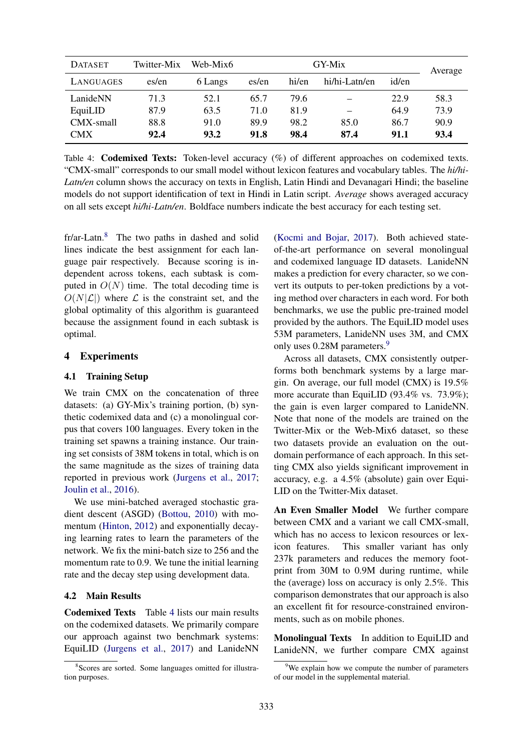| Dataset | Twitter-Mix | Web-Mix6 | GY-Mix | | | | Average |
|---|---|---|---|---|---|---|---|
| Languages | es/en | 6 Langs | es/en | hi/en | hi/hi-Latn/en | id/en | |
| LanideNN | 71.3 | 52.1 | 65.7 | 79.6 | – | 22.9 | 58.3 |
| EquiLID | 87.9 | 63.5 | 71.0 | 81.9 | – | 64.9 | 73.9 |
| CMX-small | 88.8 | 91.0 | 89.9 | 98.2 | 85.0 | 86.7 | 90.9 |
| CMX | **92.4** | **93.2** | **91.8** | **98.4** | **87.4** | **91.1** | **93.4** |

Table 4: **Codemixed Texts:** Token-level accuracy (%) of different approaches on codemixed texts. "CMX-small" corresponds to our small model without lexicon features and vocabulary tables. The *hi/hi-Latn/en* column shows the accuracy on texts in English, Latin Hindi and Devanagari Hindi; the baseline models do not support identification of text in Hindi in Latin script. *Average* shows averaged accuracy on all sets except *hi/hi-Latn/en*. Boldface numbers indicate the best accuracy for each testing set.

fr/ar-Latn.[8] The two paths in dashed and solid lines indicate the best assignment for each language pair respectively. Because scoring is independent across tokens, each subtask is computed in $O(N)$ time. The total decoding time is $O(N|\mathcal{L}|)$ where $\mathcal{L}$ is the constraint set, and the global optimality of this algorithm is guaranteed because the assignment found in each subtask is optimal.

## 4 Experiments

### 4.1 Training Setup

We train CMX on the concatenation of three datasets: (a) GY-Mix's training portion, (b) synthetic codemixed data and (c) a monolingual corpus that covers 100 languages. Every token in the training set spawns a training instance. Our training set consists of 38M tokens in total, which is on the same magnitude as the sizes of training data reported in previous work (Jurgens et al., 2017; Joulin et al., 2016).

We use mini-batched averaged stochastic gradient descent (ASGD) (Bottou, 2010) with momentum (Hinton, 2012) and exponentially decaying learning rates to learn the parameters of the network. We fix the mini-batch size to 256 and the momentum rate to 0.9. We tune the initial learning rate and the decay step using development data.

### 4.2 Main Results

**Codemixed Texts** Table 4 lists our main results on the codemixed datasets. We primarily compare our approach against two benchmark systems: EquiLID (Jurgens et al., 2017) and LanideNN (Kocmi and Bojar, 2017). Both achieved state-of-the-art performance on several monolingual and codemixed language ID datasets. LanideNN makes a prediction for every character, so we convert its outputs to per-token predictions by a voting method over characters in each word. For both benchmarks, we use the public pre-trained model provided by the authors. The EquiLID model uses 53M parameters, LanideNN uses 3M, and CMX only uses 0.28M parameters.[9]

Across all datasets, CMX consistently outperforms both benchmark systems by a large margin. On average, our full model (CMX) is 19.5% more accurate than EquiLID (93.4% vs. 73.9%); the gain is even larger compared to LanideNN. Note that none of the models are trained on the Twitter-Mix or the Web-Mix6 dataset, so these two datasets provide an evaluation on the out-domain performance of each approach. In this setting CMX also yields significant improvement in accuracy, e.g. a 4.5% (absolute) gain over EquiLID on the Twitter-Mix dataset.

**An Even Smaller Model** We further compare between CMX and a variant we call CMX-small, which has no access to lexicon resources or lexicon features. This smaller variant has only 237k parameters and reduces the memory footprint from 30M to 0.9M during runtime, while the (average) loss on accuracy is only 2.5%. This comparison demonstrates that our approach is also an excellent fit for resource-constrained environments, such as on mobile phones.

**Monolingual Texts** In addition to EquiLID and LanideNN, we further compare CMX against

[8] Scores are sorted. Some languages omitted for illustration purposes.

[9] We explain how we compute the number of parameters of our model in the supplemental material.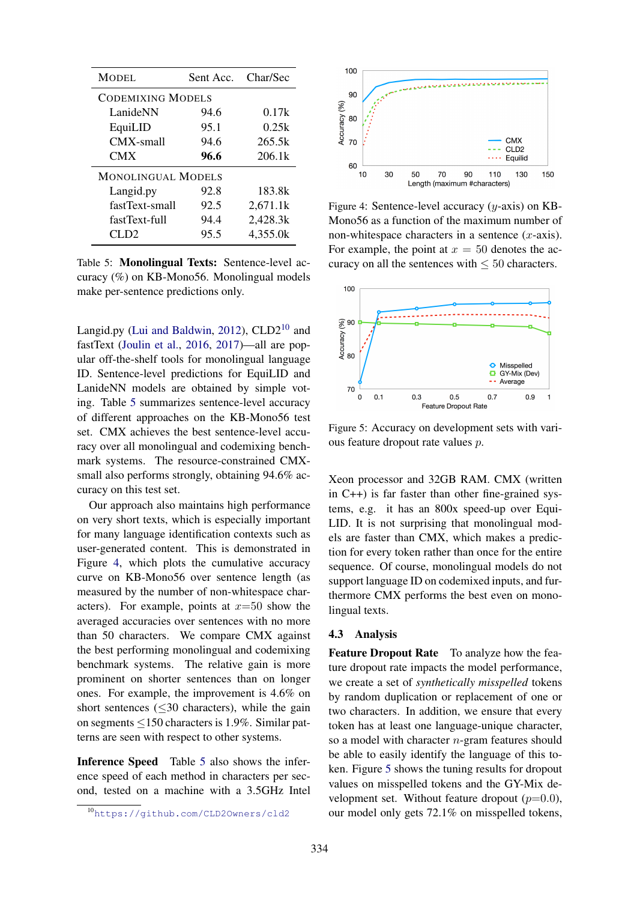| Model | Sent Acc. | Char/Sec |
|---|---|---|
| Codemixing Models | | |
| LanideNN | 94.6 | 0.17k |
| EquiLID | 95.1 | 0.25k |
| CMX-small | 94.6 | 265.5k |
| CMX | **96.6** | 206.1k |
| Monolingual Models | | |
| Langid.py | 92.8 | 183.8k |
| fastText-small | 92.5 | 2,671.1k |
| fastText-full | 94.4 | 2,428.3k |
| CLD2 | 95.5 | 4,355.0k |

Table 5: **Monolingual Texts:** Sentence-level accuracy (%) on KB-Mono56. Monolingual models make per-sentence predictions only.

Langid.py (Lui and Baldwin, 2012), CLD2[10] and fastText (Joulin et al., 2016, 2017)—all are popular off-the-shelf tools for monolingual language ID. Sentence-level predictions for EquiLID and LanideNN models are obtained by simple voting. Table 5 summarizes sentence-level accuracy of different approaches on the KB-Mono56 test set. CMX achieves the best sentence-level accuracy over all monolingual and codemixing benchmark systems. The resource-constrained CMX-small also performs strongly, obtaining 94.6% accuracy on this test set.

Our approach also maintains high performance on very short texts, which is especially important for many language identification contexts such as user-generated content. This is demonstrated in Figure 4, which plots the cumulative accuracy curve on KB-Mono56 over sentence length (as measured by the number of non-whitespace characters). For example, points at $x$=50 show the averaged accuracies over sentences with no more than 50 characters. We compare CMX against the best performing monolingual and codemixing benchmark systems. The relative gain is more prominent on shorter sentences than on longer ones. For example, the improvement is 4.6% on short sentences ($\leq$30 characters), while the gain on segments $\leq$150 characters is 1.9%. Similar patterns are seen with respect to other systems.

**Inference Speed** Table 5 also shows the inference speed of each method in characters per second, tested on a machine with a 3.5GHz Intel Xeon processor and 32GB RAM. CMX (written in C++) is far faster than other fine-grained systems, e.g. it has an 800x speed-up over EquiLID. It is not surprising that monolingual models are faster than CMX, which makes a prediction for every token rather than once for the entire sequence. Of course, monolingual models do not support language ID on codemixed inputs, and furthermore CMX performs the best even on monolingual texts.

[10] https://github.com/CLD2Owners/cld2

Figure 4: Sentence-level accuracy ($y$-axis) on KB-Mono56 as a function of the maximum number of non-whitespace characters in a sentence ($x$-axis). For example, the point at $x = 50$ denotes the accuracy on all the sentences with $\leq 50$ characters.

Figure 5: Accuracy on development sets with various feature dropout rate values $p$.

### 4.3 Analysis

**Feature Dropout Rate** To analyze how the feature dropout rate impacts the model performance, we create a set of *synthetically misspelled* tokens by random duplication or replacement of one or two characters. In addition, we ensure that every token has at least one language-unique character, so a model with character $n$-gram features should be able to easily identify the language of this token. Figure 5 shows the tuning results for dropout values on misspelled tokens and the GY-Mix development set. Without feature dropout ($p$=0.0), our model only gets 72.1% on misspelled tokens,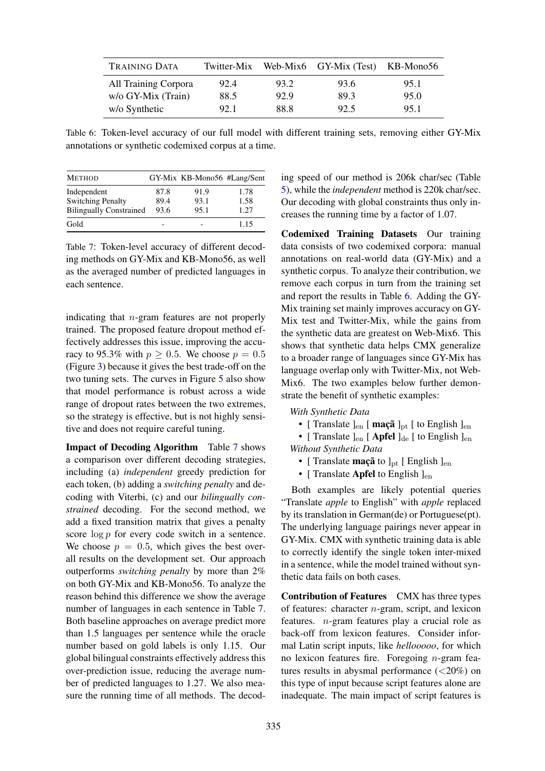| TRAINING DATA | Twitter-Mix | Web-Mix6 | GY-Mix (Test) | KB-Mono56 |
|---|---|---|---|---|
| All Training Corpora | 92.4 | 93.2 | 93.6 | 95.1 |
| w/o GY-Mix (Train) | 88.5 | 92.9 | 89.3 | 95.0 |
| w/o Synthetic | 92.1 | 88.8 | 92.5 | 95.1 |

Table 6: Token-level accuracy of our full model with different training sets, removing either GY-Mix annotations or synthetic codemixed corpus at a time.

| METHOD | GY-Mix | KB-Mono56 | #Lang/Sent |
|---|---|---|---|
| Independent | 87.8 | 91.9 | 1.78 |
| Switching Penalty | 89.4 | 93.1 | 1.58 |
| Bilingually Constrained | 93.6 | 95.1 | 1.27 |
| Gold | - | - | 1.15 |

Table 7: Token-level accuracy of different decoding methods on GY-Mix and KB-Mono56, as well as the averaged number of predicted languages in each sentence.

indicating that $n$-gram features are not properly trained. The proposed feature dropout method effectively addresses this issue, improving the accuracy to 95.3% with $p \geq 0.5$. We choose $p = 0.5$ (Figure 3) because it gives the best trade-off on the two tuning sets. The curves in Figure 5 also show that model performance is robust across a wide range of dropout rates between the two extremes, so the strategy is effective, but is not highly sensitive and does not require careful tuning.

**Impact of Decoding Algorithm** Table 7 shows a comparison over different decoding strategies, including (a) *independent* greedy prediction for each token, (b) adding a *switching penalty* and decoding with Viterbi, (c) and our *bilingually constrained* decoding. For the second method, we add a fixed transition matrix that gives a penalty score $\log p$ for every code switch in a sentence. We choose $p = 0.5$, which gives the best overall results on the development set. Our approach outperforms *switching penalty* by more than 2% on both GY-Mix and KB-Mono56. To analyze the reason behind this difference we show the average number of languages in each sentence in Table 7. Both baseline approaches on average predict more than 1.5 languages per sentence while the oracle number based on gold labels is only 1.15. Our global bilingual constraints effectively address this over-prediction issue, reducing the average number of predicted languages to 1.27. We also measure the running time of all methods. The decoding speed of our method is 206k char/sec (Table 5), while the *independent* method is 220k char/sec. Our decoding with global constraints thus only increases the running time by a factor of 1.07.

**Codemixed Training Datasets** Our training data consists of two codemixed corpora: manual annotations on real-world data (GY-Mix) and a synthetic corpus. To analyze their contribution, we remove each corpus in turn from the training set and report the results in Table 6. Adding the GY-Mix training set mainly improves accuracy on GY-Mix test and Twitter-Mix, while the gains from the synthetic data are greatest on Web-Mix6. This shows that synthetic data helps CMX generalize to a broader range of languages since GY-Mix has language overlap only with Twitter-Mix, not Web-Mix6. The two examples below further demonstrate the benefit of synthetic examples:

*With Synthetic Data*

- [ Translate $]_{\text{en}}$ [ **maçã** $]_{\text{pt}}$ [ to English $]_{\text{en}}$
- [ Translate $]_{\text{en}}$ [ **Apfel** $]_{\text{de}}$ [ to English $]_{\text{en}}$

*Without Synthetic Data*

- [ Translate **maçã** to $]_{\text{pt}}$ [ English $]_{\text{en}}$
- [ Translate **Apfel** to English $]_{\text{en}}$

Both examples are likely potential queries "Translate *apple* to English" with *apple* replaced by its translation in German(de) or Portuguese(pt). The underlying language pairings never appear in GY-Mix. CMX with synthetic training data is able to correctly identify the single token inter-mixed in a sentence, while the model trained without synthetic data fails on both cases.

**Contribution of Features** CMX has three types of features: character $n$-gram, script, and lexicon features. $n$-gram features play a crucial role as back-off from lexicon features. Consider informal Latin script inputs, like *hellooooo*, for which no lexicon features fire. Foregoing $n$-gram features results in abysmal performance (<20%) on this type of input because script features alone are inadequate. The main impact of script features is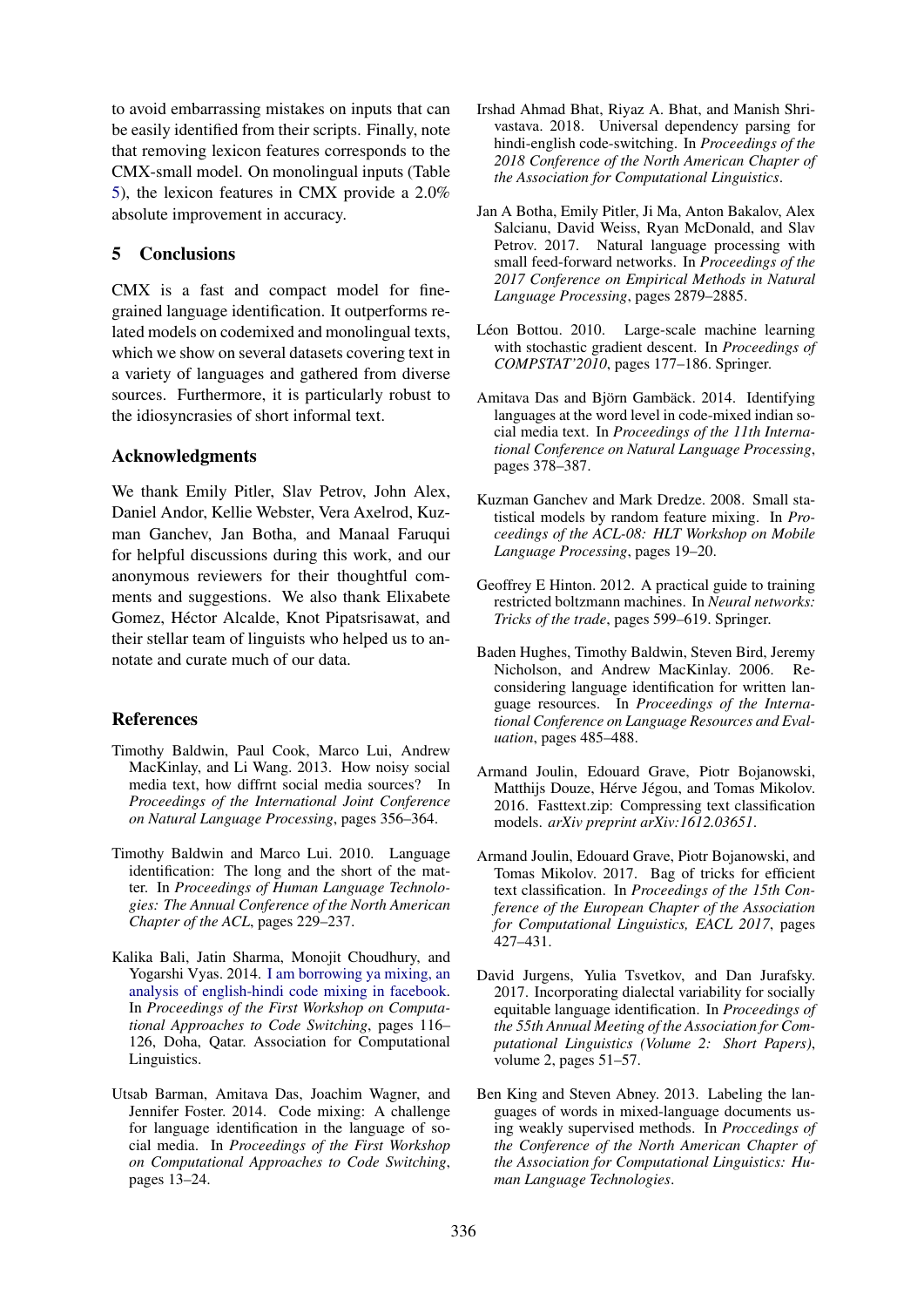to avoid embarrassing mistakes on inputs that can be easily identified from their scripts. Finally, note that removing lexicon features corresponds to the CMX-small model. On monolingual inputs (Table 5), the lexicon features in CMX provide a 2.0% absolute improvement in accuracy.

## 5 Conclusions

CMX is a fast and compact model for fine-grained language identification. It outperforms related models on codemixed and monolingual texts, which we show on several datasets covering text in a variety of languages and gathered from diverse sources. Furthermore, it is particularly robust to the idiosyncrasies of short informal text.

## Acknowledgments

We thank Emily Pitler, Slav Petrov, John Alex, Daniel Andor, Kellie Webster, Vera Axelrod, Kuzman Ganchev, Jan Botha, and Manaal Faruqui for helpful discussions during this work, and our anonymous reviewers for their thoughtful comments and suggestions. We also thank Elixabete Gomez, Héctor Alcalde, Knot Pipatsrisawat, and their stellar team of linguists who helped us to annotate and curate much of our data.

## References

Timothy Baldwin, Paul Cook, Marco Lui, Andrew MacKinlay, and Li Wang. 2013. How noisy social media text, how diffrnt social media sources? In *Proceedings of the International Joint Conference on Natural Language Processing*, pages 356–364.

Timothy Baldwin and Marco Lui. 2010. Language identification: The long and the short of the matter. In *Proceedings of Human Language Technologies: The Annual Conference of the North American Chapter of the ACL*, pages 229–237.

Kalika Bali, Jatin Sharma, Monojit Choudhury, and Yogarshi Vyas. 2014. I am borrowing ya mixing, an analysis of english-hindi code mixing in facebook. In *Proceedings of the First Workshop on Computational Approaches to Code Switching*, pages 116–126, Doha, Qatar. Association for Computational Linguistics.

Utsab Barman, Amitava Das, Joachim Wagner, and Jennifer Foster. 2014. Code mixing: A challenge for language identification in the language of social media. In *Proceedings of the First Workshop on Computational Approaches to Code Switching*, pages 13–24.

Irshad Ahmad Bhat, Riyaz A. Bhat, and Manish Shrivastava. 2018. Universal dependency parsing for hindi-english code-switching. In *Proceedings of the 2018 Conference of the North American Chapter of the Association for Computational Linguistics*.

Jan A Botha, Emily Pitler, Ji Ma, Anton Bakalov, Alex Salcianu, David Weiss, Ryan McDonald, and Slav Petrov. 2017. Natural language processing with small feed-forward networks. In *Proceedings of the 2017 Conference on Empirical Methods in Natural Language Processing*, pages 2879–2885.

Léon Bottou. 2010. Large-scale machine learning with stochastic gradient descent. In *Proceedings of COMPSTAT'2010*, pages 177–186. Springer.

Amitava Das and Björn Gambäck. 2014. Identifying languages at the word level in code-mixed indian social media text. In *Proceedings of the 11th International Conference on Natural Language Processing*, pages 378–387.

Kuzman Ganchev and Mark Dredze. 2008. Small statistical models by random feature mixing. In *Proceedings of the ACL-08: HLT Workshop on Mobile Language Processing*, pages 19–20.

Geoffrey E Hinton. 2012. A practical guide to training restricted boltzmann machines. In *Neural networks: Tricks of the trade*, pages 599–619. Springer.

Baden Hughes, Timothy Baldwin, Steven Bird, Jeremy Nicholson, and Andrew MacKinlay. 2006. Reconsidering language identification for written language resources. In *Proceedings of the International Conference on Language Resources and Evaluation*, pages 485–488.

Armand Joulin, Edouard Grave, Piotr Bojanowski, Matthijs Douze, Hérve Jégou, and Tomas Mikolov. 2016. Fasttext.zip: Compressing text classification models. *arXiv preprint arXiv:1612.03651*.

Armand Joulin, Edouard Grave, Piotr Bojanowski, and Tomas Mikolov. 2017. Bag of tricks for efficient text classification. In *Proceedings of the 15th Conference of the European Chapter of the Association for Computational Linguistics, EACL 2017*, pages 427–431.

David Jurgens, Yulia Tsvetkov, and Dan Jurafsky. 2017. Incorporating dialectal variability for socially equitable language identification. In *Proceedings of the 55th Annual Meeting of the Association for Computational Linguistics (Volume 2: Short Papers)*, volume 2, pages 51–57.

Ben King and Steven Abney. 2013. Labeling the languages of words in mixed-language documents using weakly supervised methods. In *Proccedings of the Conference of the North American Chapter of the Association for Computational Linguistics: Human Language Technologies*.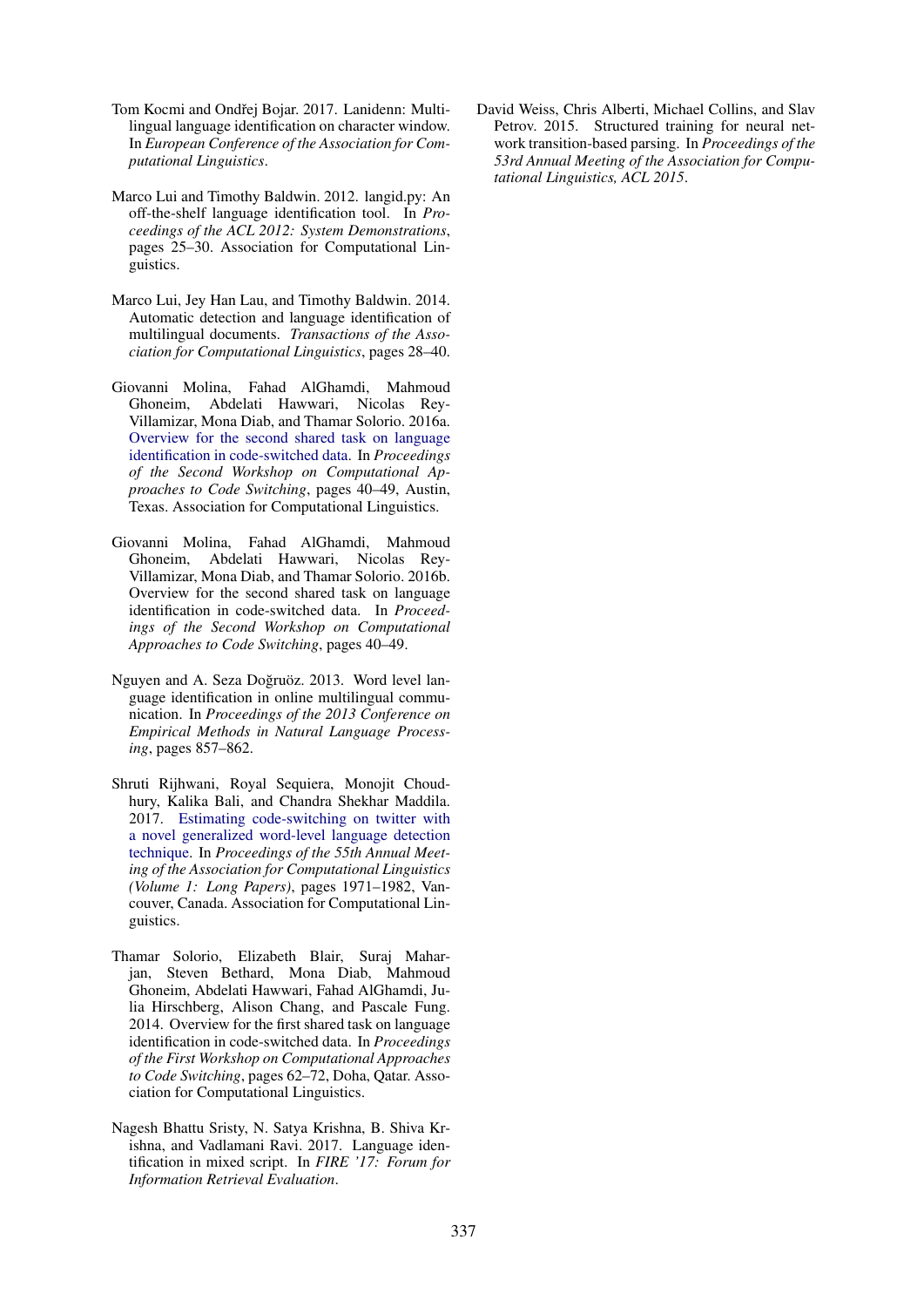Tom Kocmi and Ondřej Bojar. 2017. Lanidenn: Multilingual language identification on character window. In *European Conference of the Association for Computational Linguistics*.

Marco Lui and Timothy Baldwin. 2012. langid.py: An off-the-shelf language identification tool. In *Proceedings of the ACL 2012: System Demonstrations*, pages 25–30. Association for Computational Linguistics.

Marco Lui, Jey Han Lau, and Timothy Baldwin. 2014. Automatic detection and language identification of multilingual documents. *Transactions of the Association for Computational Linguistics*, pages 28–40.

Giovanni Molina, Fahad AlGhamdi, Mahmoud Ghoneim, Abdelati Hawwari, Nicolas Rey-Villamizar, Mona Diab, and Thamar Solorio. 2016a. Overview for the second shared task on language identification in code-switched data. In *Proceedings of the Second Workshop on Computational Approaches to Code Switching*, pages 40–49, Austin, Texas. Association for Computational Linguistics.

Giovanni Molina, Fahad AlGhamdi, Mahmoud Ghoneim, Abdelati Hawwari, Nicolas Rey-Villamizar, Mona Diab, and Thamar Solorio. 2016b. Overview for the second shared task on language identification in code-switched data. In *Proceedings of the Second Workshop on Computational Approaches to Code Switching*, pages 40–49.

Nguyen and A. Seza Doğruöz. 2013. Word level language identification in online multilingual communication. In *Proceedings of the 2013 Conference on Empirical Methods in Natural Language Processing*, pages 857–862.

Shruti Rijhwani, Royal Sequiera, Monojit Choudhury, Kalika Bali, and Chandra Shekhar Maddila. 2017. Estimating code-switching on twitter with a novel generalized word-level language detection technique. In *Proceedings of the 55th Annual Meeting of the Association for Computational Linguistics (Volume 1: Long Papers)*, pages 1971–1982, Vancouver, Canada. Association for Computational Linguistics.

Thamar Solorio, Elizabeth Blair, Suraj Maharjan, Steven Bethard, Mona Diab, Mahmoud Ghoneim, Abdelati Hawwari, Fahad AlGhamdi, Julia Hirschberg, Alison Chang, and Pascale Fung. 2014. Overview for the first shared task on language identification in code-switched data. In *Proceedings of the First Workshop on Computational Approaches to Code Switching*, pages 62–72, Doha, Qatar. Association for Computational Linguistics.

Nagesh Bhattu Sristy, N. Satya Krishna, B. Shiva Krishna, and Vadlamani Ravi. 2017. Language identification in mixed script. In *FIRE '17: Forum for Information Retrieval Evaluation*.

David Weiss, Chris Alberti, Michael Collins, and Slav Petrov. 2015. Structured training for neural network transition-based parsing. In *Proceedings of the 53rd Annual Meeting of the Association for Computational Linguistics, ACL 2015*.